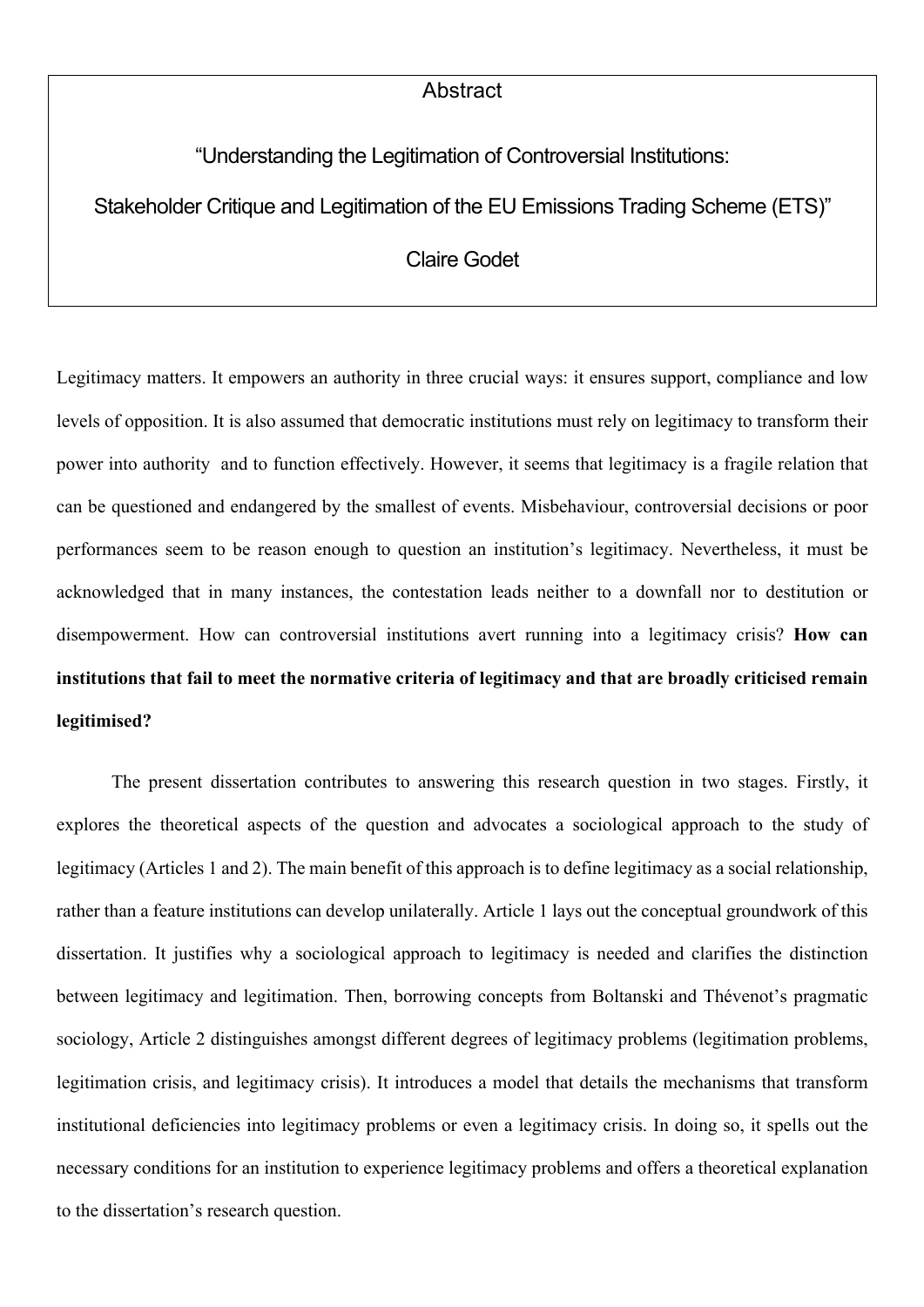# Abstract

## "Understanding the Legitimation of Controversial Institutions: Stakeholder Critique and Legitimation of the EU Emissions Trading Scheme (ETS)"

Claire Godet

Legitimacy matters. It empowers an authority in three crucial ways: it ensures support, compliance and low levels of opposition. It is also assumed that democratic institutions must rely on legitimacy to transform their power into authority and to function effectively. However, it seems that legitimacy is a fragile relation that can be questioned and endangered by the smallest of events. Misbehaviour, controversial decisions or poor performances seem to be reason enough to question an institution's legitimacy. Nevertheless, it must be acknowledged that in many instances, the contestation leads neither to a downfall nor to destitution or disempowerment. How can controversial institutions avert running into a legitimacy crisis? **How can institutions that fail to meet the normative criteria of legitimacy and that are broadly criticised remain legitimised?**

The present dissertation contributes to answering this research question in two stages. Firstly, it explores the theoretical aspects of the question and advocates a sociological approach to the study of legitimacy (Articles 1 and 2). The main benefit of this approach is to define legitimacy as a social relationship, rather than a feature institutions can develop unilaterally. Article 1 lays out the conceptual groundwork of this dissertation. It justifies why a sociological approach to legitimacy is needed and clarifies the distinction between legitimacy and legitimation. Then, borrowing concepts from Boltanski and Thévenot's pragmatic sociology, Article 2 distinguishes amongst different degrees of legitimacy problems (legitimation problems, legitimation crisis, and legitimacy crisis). It introduces a model that details the mechanisms that transform institutional deficiencies into legitimacy problems or even a legitimacy crisis. In doing so, it spells out the necessary conditions for an institution to experience legitimacy problems and offers a theoretical explanation to the dissertation's research question.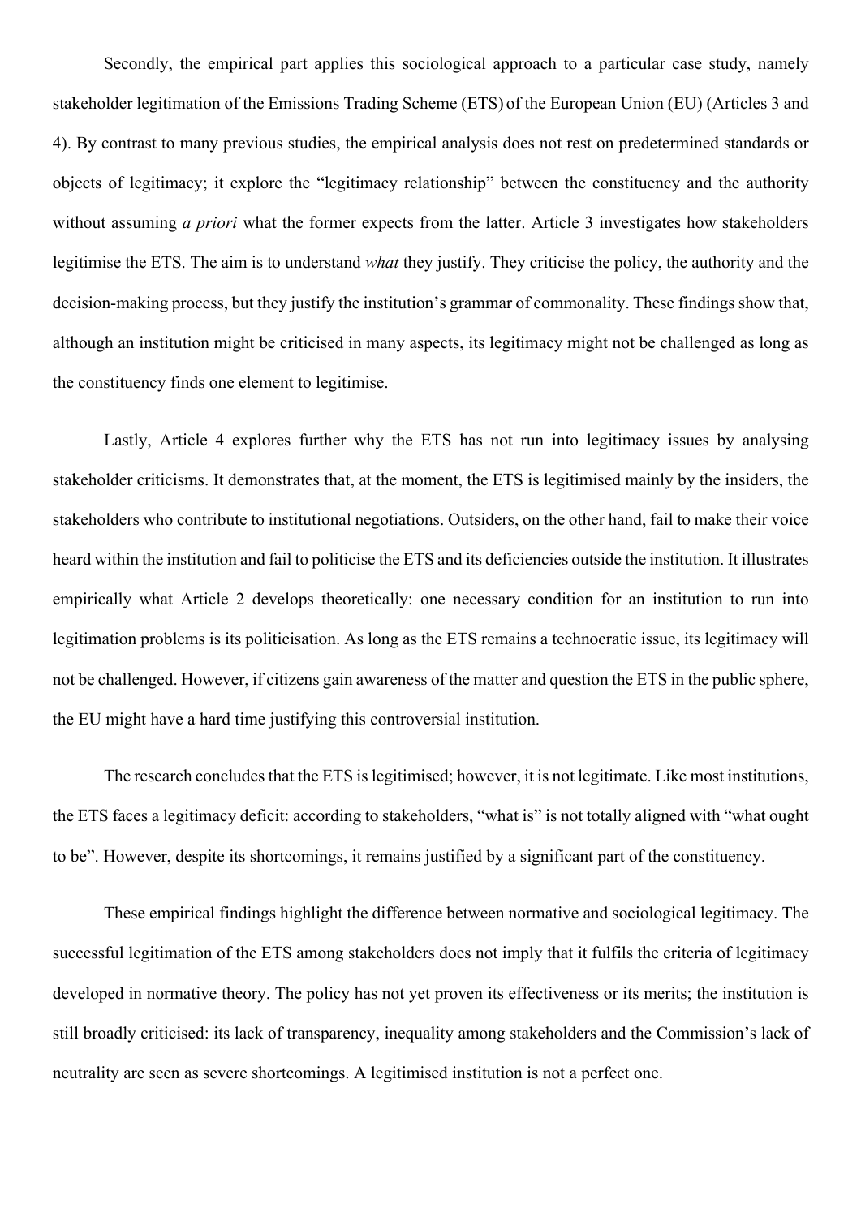Secondly, the empirical part applies this sociological approach to a particular case study, namely stakeholder legitimation of the Emissions Trading Scheme (ETS) of the European Union (EU) (Articles 3 and 4). By contrast to many previous studies, the empirical analysis does not rest on predetermined standards or objects of legitimacy; it explore the "legitimacy relationship" between the constituency and the authority without assuming *a priori* what the former expects from the latter. Article 3 investigates how stakeholders legitimise the ETS. The aim is to understand *what* they justify. They criticise the policy, the authority and the decision-making process, but they justify the institution's grammar of commonality. These findings show that, although an institution might be criticised in many aspects, its legitimacy might not be challenged as long as the constituency finds one element to legitimise.

Lastly, Article 4 explores further why the ETS has not run into legitimacy issues by analysing stakeholder criticisms. It demonstrates that, at the moment, the ETS is legitimised mainly by the insiders, the stakeholders who contribute to institutional negotiations. Outsiders, on the other hand, fail to make their voice heard within the institution and fail to politicise the ETS and its deficiencies outside the institution. It illustrates empirically what Article 2 develops theoretically: one necessary condition for an institution to run into legitimation problems is its politicisation. As long as the ETS remains a technocratic issue, its legitimacy will not be challenged. However, if citizens gain awareness of the matter and question the ETS in the public sphere, the EU might have a hard time justifying this controversial institution.

The research concludes that the ETS is legitimised; however, it is not legitimate. Like most institutions, the ETS faces a legitimacy deficit: according to stakeholders, "what is" is not totally aligned with "what ought to be". However, despite its shortcomings, it remains justified by a significant part of the constituency.

These empirical findings highlight the difference between normative and sociological legitimacy. The successful legitimation of the ETS among stakeholders does not imply that it fulfils the criteria of legitimacy developed in normative theory. The policy has not yet proven its effectiveness or its merits; the institution is still broadly criticised: its lack of transparency, inequality among stakeholders and the Commission's lack of neutrality are seen as severe shortcomings. A legitimised institution is not a perfect one.